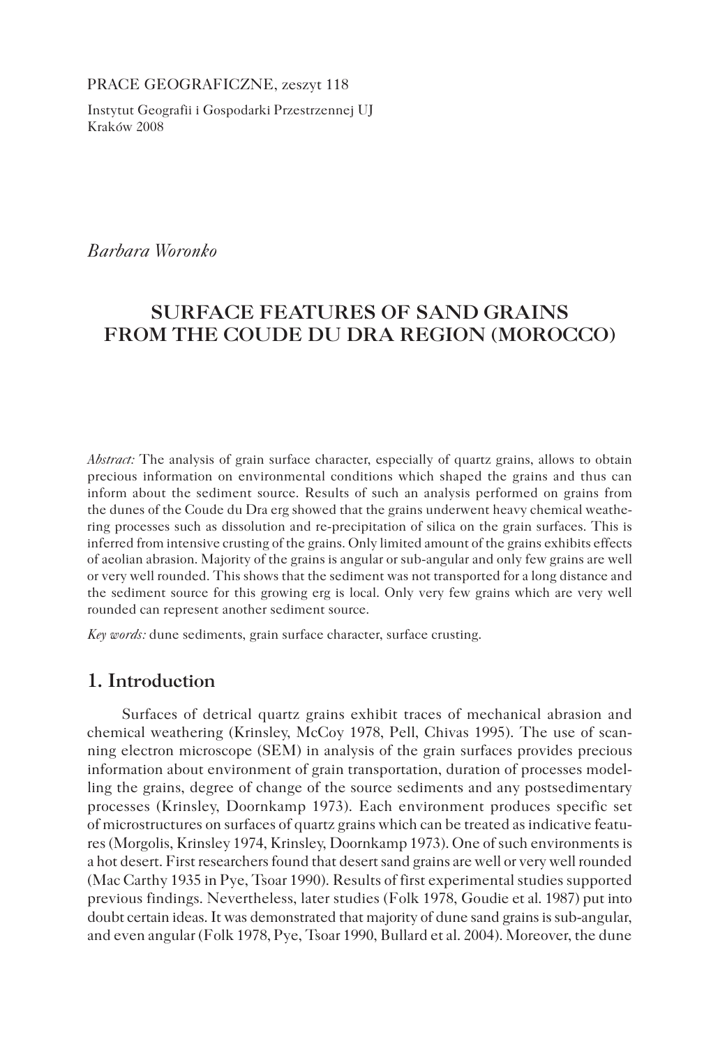PRACE GEOGRAFICZNE, zeszyt 118

Instytut Geografii i Gospodarki Przestrzennej UJ
Kraków 2008

*Barbara Woronko*

# SURFACE FEATURES OF SAND GRAINS FROM THE COUDE DU DRA REGION (MOROCCO)

*Abstract:* The analysis of grain surface character, especially of quartz grains, allows to obtain precious information on environmental conditions which shaped the grains and thus can inform about the sediment source. Results of such an analysis performed on grains from the dunes of the Coude du Dra erg showed that the grains underwent heavy chemical weathering processes such as dissolution and re-precipitation of silica on the grain surfaces. This is inferred from intensive crusting of the grains. Only limited amount of the grains exhibits effects of aeolian abrasion. Majority of the grains is angular or sub-angular and only few grains are well or very well rounded. This shows that the sediment was not transported for a long distance and the sediment source for this growing erg is local. Only very few grains which are very well rounded can represent another sediment source.

*Key words:* dune sediments, grain surface character, surface crusting.

## 1. Introduction

Surfaces of detrical quartz grains exhibit traces of mechanical abrasion and chemical weathering (Krinsley, McCoy 1978, Pell, Chivas 1995). The use of scanning electron microscope (SEM) in analysis of the grain surfaces provides precious information about environment of grain transportation, duration of processes modelling the grains, degree of change of the source sediments and any postsedimentary processes (Krinsley, Doornkamp 1973). Each environment produces specific set of microstructures on surfaces of quartz grains which can be treated as indicative features (Morgolis, Krinsley 1974, Krinsley, Doornkamp 1973). One of such environments is a hot desert. First researchers found that desert sand grains are well or very well rounded (Mac Carthy 1935 in Pye, Tsoar 1990). Results of first experimental studies supported previous findings. Nevertheless, later studies (Folk 1978, Goudie et al. 1987) put into doubt certain ideas. It was demonstrated that majority of dune sand grains is sub-angular, and even angular (Folk 1978, Pye, Tsoar 1990, Bullard et al. 2004). Moreover, the dune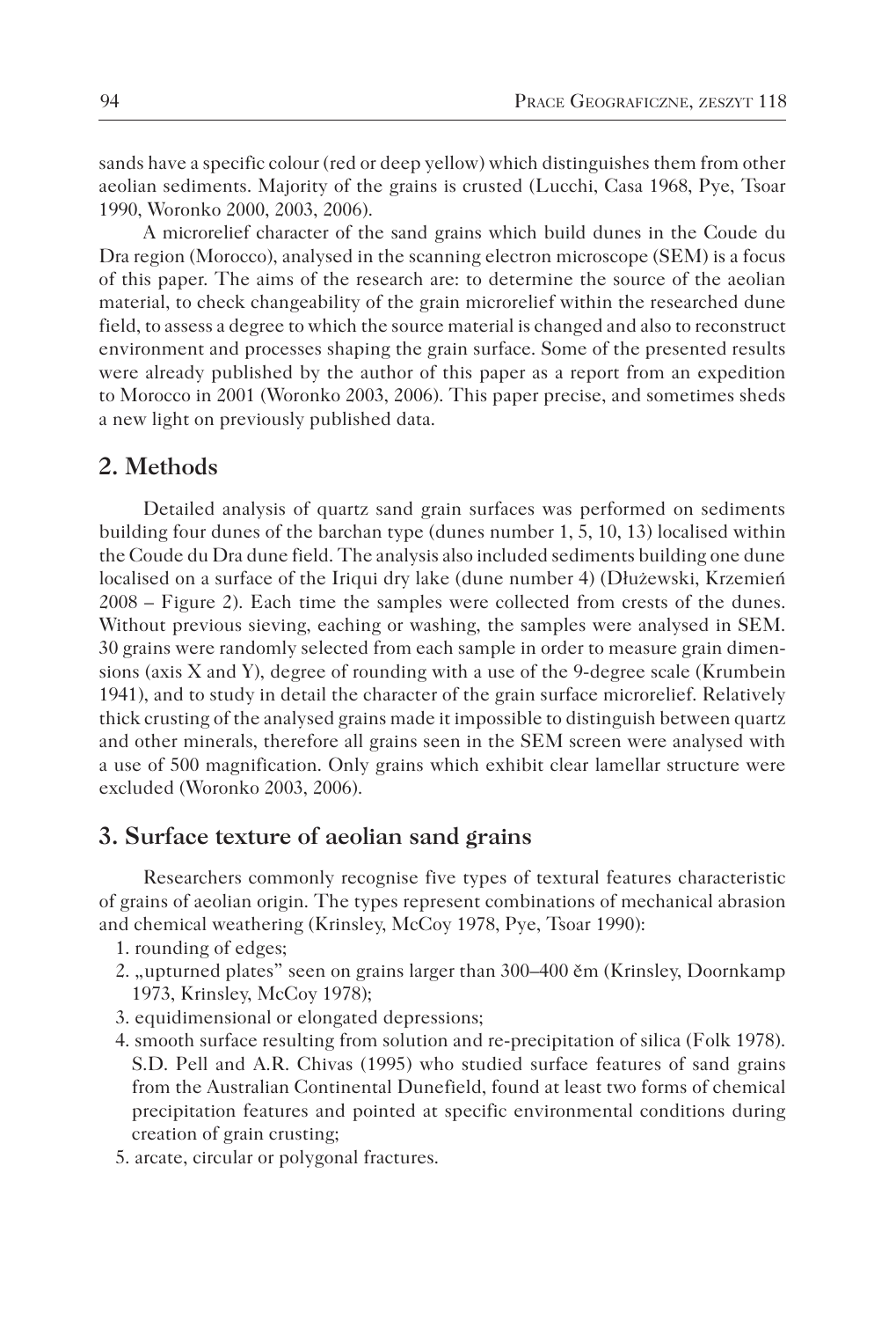sands have a specific colour (red or deep yellow) which distinguishes them from other aeolian sediments. Majority of the grains is crusted (Lucchi, Casa 1968, Pye, Tsoar 1990, Woronko 2000, 2003, 2006).

A microrelief character of the sand grains which build dunes in the Coude du Dra region (Morocco), analysed in the scanning electron microscope (SEM) is a focus of this paper. The aims of the research are: to determine the source of the aeolian material, to check changeability of the grain microrelief within the researched dune field, to assess a degree to which the source material is changed and also to reconstruct environment and processes shaping the grain surface. Some of the presented results were already published by the author of this paper as a report from an expedition to Morocco in 2001 (Woronko 2003, 2006). This paper precise, and sometimes sheds a new light on previously published data.

## 2. Methods

Detailed analysis of quartz sand grain surfaces was performed on sediments building four dunes of the barchan type (dunes number 1, 5, 10, 13) localised within the Coude du Dra dune field. The analysis also included sediments building one dune localised on a surface of the Iriqui dry lake (dune number 4) (Dłużewski, Krzemień 2008 – Figure 2). Each time the samples were collected from crests of the dunes. Without previous sieving, eaching or washing, the samples were analysed in SEM. 30 grains were randomly selected from each sample in order to measure grain dimensions (axis X and Y), degree of rounding with a use of the 9-degree scale (Krumbein 1941), and to study in detail the character of the grain surface microrelief. Relatively thick crusting of the analysed grains made it impossible to distinguish between quartz and other minerals, therefore all grains seen in the SEM screen were analysed with a use of 500 magnification. Only grains which exhibit clear lamellar structure were excluded (Woronko 2003, 2006).

## 3. Surface texture of aeolian sand grains

Researchers commonly recognise five types of textural features characteristic of grains of aeolian origin. The types represent combinations of mechanical abrasion and chemical weathering (Krinsley, McCoy 1978, Pye, Tsoar 1990):

1. rounding of edges;
2. „upturned plates" seen on grains larger than 300–400 ěm (Krinsley, Doornkamp 1973, Krinsley, McCoy 1978);
3. equidimensional or elongated depressions;
4. smooth surface resulting from solution and re-precipitation of silica (Folk 1978). S.D. Pell and A.R. Chivas (1995) who studied surface features of sand grains from the Australian Continental Dunefield, found at least two forms of chemical precipitation features and pointed at specific environmental conditions during creation of grain crusting;
5. arcate, circular or polygonal fractures.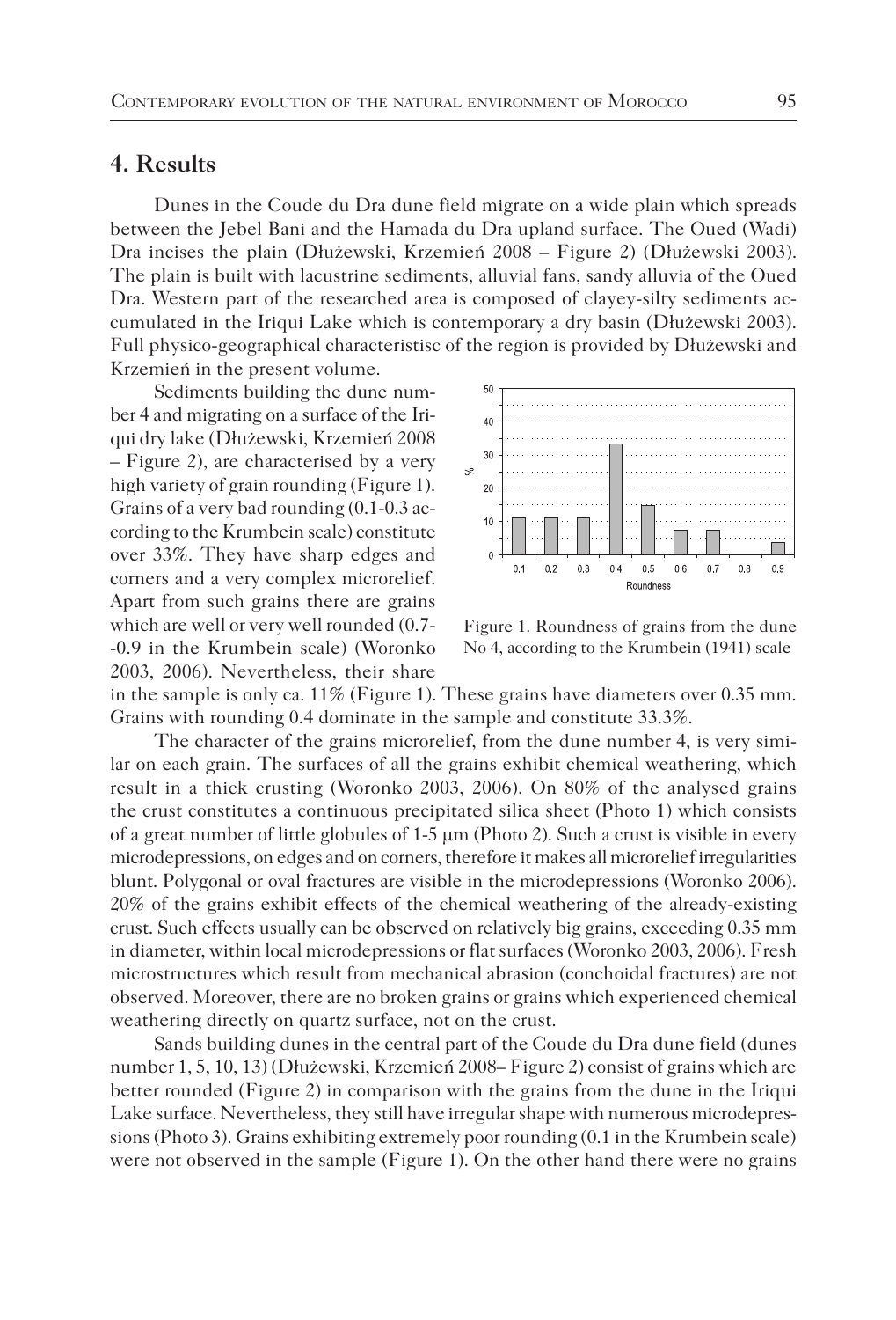## 4. Results

Dunes in the Coude du Dra dune field migrate on a wide plain which spreads between the Jebel Bani and the Hamada du Dra upland surface. The Oued (Wadi) Dra incises the plain (Dłużewski, Krzemień 2008 – Figure 2) (Dłużewski 2003). The plain is built with lacustrine sediments, alluvial fans, sandy alluvia of the Oued Dra. Western part of the researched area is composed of clayey-silty sediments accumulated in the Iriqui Lake which is contemporary a dry basin (Dłużewski 2003). Full physico-geographical characteristisc of the region is provided by Dłużewski and Krzemień in the present volume.

Sediments building the dune number 4 and migrating on a surface of the Iriqui dry lake (Dłużewski, Krzemień 2008 – Figure 2), are characterised by a very high variety of grain rounding (Figure 1). Grains of a very bad rounding (0.1-0.3 according to the Krumbein scale) constitute over 33%. They have sharp edges and corners and a very complex microrelief. Apart from such grains there are grains which are well or very well rounded (0.7-0.9 in the Krumbein scale) (Woronko 2003, 2006). Nevertheless, their share in the sample is only ca. 11% (Figure 1). These grains have diameters over 0.35 mm. Grains with rounding 0.4 dominate in the sample and constitute 33.3%.

Figure 1. Roundness of grains from the dune No 4, according to the Krumbein (1941) scale

The character of the grains microrelief, from the dune number 4, is very similar on each grain. The surfaces of all the grains exhibit chemical weathering, which result in a thick crusting (Woronko 2003, 2006). On 80% of the analysed grains the crust constitutes a continuous precipitated silica sheet (Photo 1) which consists of a great number of little globules of 1-5 μm (Photo 2). Such a crust is visible in every microdepressions, on edges and on corners, therefore it makes all microrelief irregularities blunt. Polygonal or oval fractures are visible in the microdepressions (Woronko 2006). 20% of the grains exhibit effects of the chemical weathering of the already-existing crust. Such effects usually can be observed on relatively big grains, exceeding 0.35 mm in diameter, within local microdepressions or flat surfaces (Woronko 2003, 2006). Fresh microstructures which result from mechanical abrasion (conchoidal fractures) are not observed. Moreover, there are no broken grains or grains which experienced chemical weathering directly on quartz surface, not on the crust.

Sands building dunes in the central part of the Coude du Dra dune field (dunes number 1, 5, 10, 13) (Dłużewski, Krzemień 2008– Figure 2) consist of grains which are better rounded (Figure 2) in comparison with the grains from the dune in the Iriqui Lake surface. Nevertheless, they still have irregular shape with numerous microdepressions (Photo 3). Grains exhibiting extremely poor rounding (0.1 in the Krumbein scale) were not observed in the sample (Figure 1). On the other hand there were no grains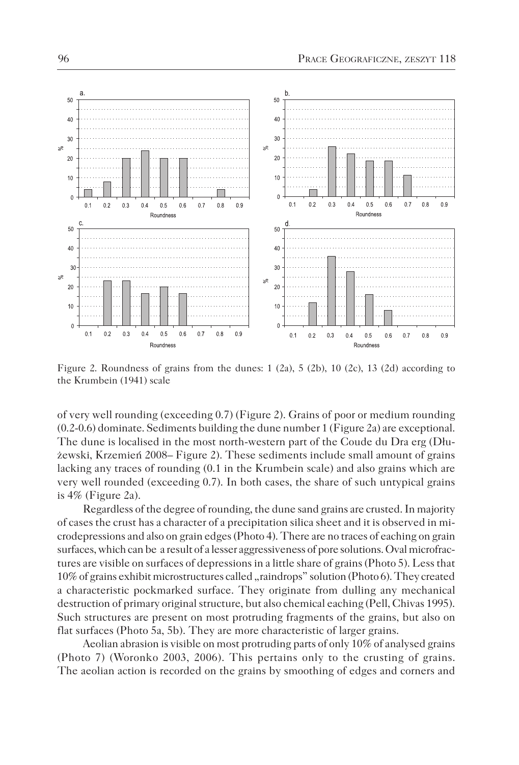Figure 2. Roundness of grains from the dunes: 1 (2a), 5 (2b), 10 (2c), 13 (2d) according to the Krumbein (1941) scale

of very well rounding (exceeding 0.7) (Figure 2). Grains of poor or medium rounding (0.2-0.6) dominate. Sediments building the dune number 1 (Figure 2a) are exceptional. The dune is localised in the most north-western part of the Coude du Dra erg (Dłużewski, Krzemień 2008– Figure 2). These sediments include small amount of grains lacking any traces of rounding (0.1 in the Krumbein scale) and also grains which are very well rounded (exceeding 0.7). In both cases, the share of such untypical grains is 4% (Figure 2a).

Regardless of the degree of rounding, the dune sand grains are crusted. In majority of cases the crust has a character of a precipitation silica sheet and it is observed in microdepressions and also on grain edges (Photo 4). There are no traces of eaching on grain surfaces, which can be a result of a lesser aggressiveness of pore solutions. Oval microfractures are visible on surfaces of depressions in a little share of grains (Photo 5). Less that 10% of grains exhibit microstructures called „raindrops" solution (Photo 6). They created a characteristic pockmarked surface. They originate from dulling any mechanical destruction of primary original structure, but also chemical eaching (Pell, Chivas 1995). Such structures are present on most protruding fragments of the grains, but also on flat surfaces (Photo 5a, 5b). They are more characteristic of larger grains.

Aeolian abrasion is visible on most protruding parts of only 10% of analysed grains (Photo 7) (Woronko 2003, 2006). This pertains only to the crusting of grains. The aeolian action is recorded on the grains by smoothing of edges and corners and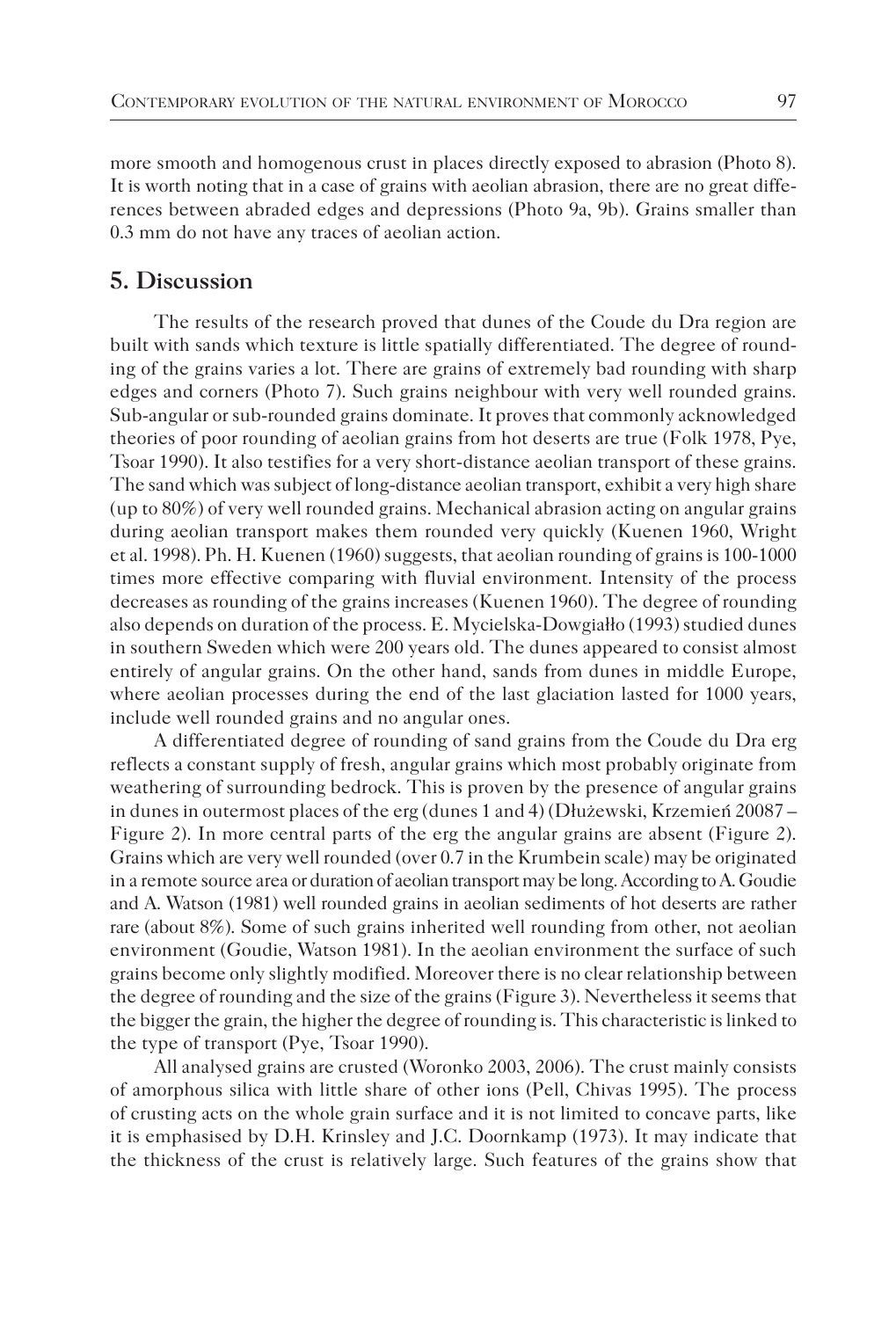more smooth and homogenous crust in places directly exposed to abrasion (Photo 8). It is worth noting that in a case of grains with aeolian abrasion, there are no great differences between abraded edges and depressions (Photo 9a, 9b). Grains smaller than 0.3 mm do not have any traces of aeolian action.

## 5. Discussion

The results of the research proved that dunes of the Coude du Dra region are built with sands which texture is little spatially differentiated. The degree of rounding of the grains varies a lot. There are grains of extremely bad rounding with sharp edges and corners (Photo 7). Such grains neighbour with very well rounded grains. Sub-angular or sub-rounded grains dominate. It proves that commonly acknowledged theories of poor rounding of aeolian grains from hot deserts are true (Folk 1978, Pye, Tsoar 1990). It also testifies for a very short-distance aeolian transport of these grains. The sand which was subject of long-distance aeolian transport, exhibit a very high share (up to 80%) of very well rounded grains. Mechanical abrasion acting on angular grains during aeolian transport makes them rounded very quickly (Kuenen 1960, Wright et al. 1998). Ph. H. Kuenen (1960) suggests, that aeolian rounding of grains is 100-1000 times more effective comparing with fluvial environment. Intensity of the process decreases as rounding of the grains increases (Kuenen 1960). The degree of rounding also depends on duration of the process. E. Mycielska-Dowgiałło (1993) studied dunes in southern Sweden which were 200 years old. The dunes appeared to consist almost entirely of angular grains. On the other hand, sands from dunes in middle Europe, where aeolian processes during the end of the last glaciation lasted for 1000 years, include well rounded grains and no angular ones.

A differentiated degree of rounding of sand grains from the Coude du Dra erg reflects a constant supply of fresh, angular grains which most probably originate from weathering of surrounding bedrock. This is proven by the presence of angular grains in dunes in outermost places of the erg (dunes 1 and 4) (Dłużewski, Krzemień 20087 – Figure 2). In more central parts of the erg the angular grains are absent (Figure 2). Grains which are very well rounded (over 0.7 in the Krumbein scale) may be originated in a remote source area or duration of aeolian transport may be long. According to A. Goudie and A. Watson (1981) well rounded grains in aeolian sediments of hot deserts are rather rare (about 8%). Some of such grains inherited well rounding from other, not aeolian environment (Goudie, Watson 1981). In the aeolian environment the surface of such grains become only slightly modified. Moreover there is no clear relationship between the degree of rounding and the size of the grains (Figure 3). Nevertheless it seems that the bigger the grain, the higher the degree of rounding is. This characteristic is linked to the type of transport (Pye, Tsoar 1990).

All analysed grains are crusted (Woronko 2003, 2006). The crust mainly consists of amorphous silica with little share of other ions (Pell, Chivas 1995). The process of crusting acts on the whole grain surface and it is not limited to concave parts, like it is emphasised by D.H. Krinsley and J.C. Doornkamp (1973). It may indicate that the thickness of the crust is relatively large. Such features of the grains show that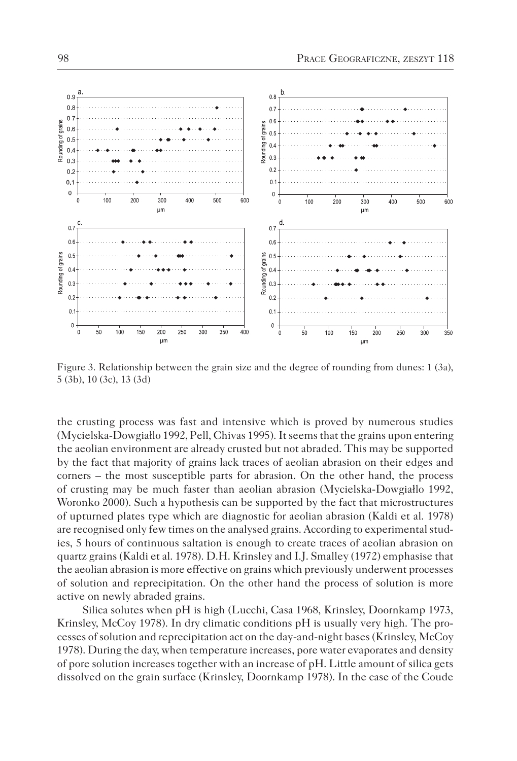Figure 3. Relationship between the grain size and the degree of rounding from dunes: 1 (3a), 5 (3b), 10 (3c), 13 (3d)

the crusting process was fast and intensive which is proved by numerous studies (Mycielska-Dowgiałło 1992, Pell, Chivas 1995). It seems that the grains upon entering the aeolian environment are already crusted but not abraded. This may be supported by the fact that majority of grains lack traces of aeolian abrasion on their edges and corners – the most susceptible parts for abrasion. On the other hand, the process of crusting may be much faster than aeolian abrasion (Mycielska-Dowgiałło 1992, Woronko 2000). Such a hypothesis can be supported by the fact that microstructures of upturned plates type which are diagnostic for aeolian abrasion (Kaldi et al. 1978) are recognised only few times on the analysed grains. According to experimental studies, 5 hours of continuous saltation is enough to create traces of aeolian abrasion on quartz grains (Kaldi et al. 1978). D.H. Krinsley and I.J. Smalley (1972) emphasise that the aeolian abrasion is more effective on grains which previously underwent processes of solution and reprecipitation. On the other hand the process of solution is more active on newly abraded grains.

Silica solutes when pH is high (Lucchi, Casa 1968, Krinsley, Doornkamp 1973, Krinsley, McCoy 1978). In dry climatic conditions pH is usually very high. The processes of solution and reprecipitation act on the day-and-night bases (Krinsley, McCoy 1978). During the day, when temperature increases, pore water evaporates and density of pore solution increases together with an increase of pH. Little amount of silica gets dissolved on the grain surface (Krinsley, Doornkamp 1978). In the case of the Coude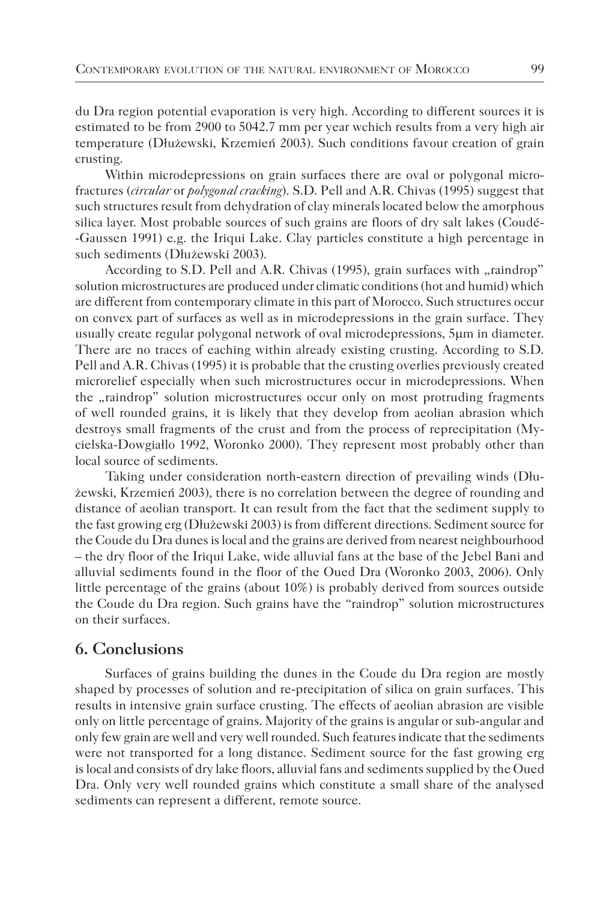du Dra region potential evaporation is very high. According to different sources it is estimated to be from 2900 to 5042.7 mm per year wchich results from a very high air temperature (Dłużewski, Krzemień 2003). Such conditions favour creation of grain crusting.

Within microdepressions on grain surfaces there are oval or polygonal microfractures (*circular* or *polygonal cracking*). S.D. Pell and A.R. Chivas (1995) suggest that such structures result from dehydration of clay minerals located below the amorphous silica layer. Most probable sources of such grains are floors of dry salt lakes (Coudé-Gaussen 1991) e.g. the Iriqui Lake. Clay particles constitute a high percentage in such sediments (Dłużewski 2003).

According to S.D. Pell and A.R. Chivas (1995), grain surfaces with „raindrop" solution microstructures are produced under climatic conditions (hot and humid) which are different from contemporary climate in this part of Morocco. Such structures occur on convex part of surfaces as well as in microdepressions in the grain surface. They usually create regular polygonal network of oval microdepressions, 5μm in diameter. There are no traces of eaching within already existing crusting. According to S.D. Pell and A.R. Chivas (1995) it is probable that the crusting overlies previously created microrelief especially when such microstructures occur in microdepressions. When the „raindrop" solution microstructures occur only on most protruding fragments of well rounded grains, it is likely that they develop from aeolian abrasion which destroys small fragments of the crust and from the process of reprecipitation (Mycielska-Dowgiałło 1992, Woronko 2000). They represent most probably other than local source of sediments.

Taking under consideration north-eastern direction of prevailing winds (Dłużewski, Krzemień 2003), there is no correlation between the degree of rounding and distance of aeolian transport. It can result from the fact that the sediment supply to the fast growing erg (Dłużewski 2003) is from different directions. Sediment source for the Coude du Dra dunes is local and the grains are derived from nearest neighbourhood – the dry floor of the Iriqui Lake, wide alluvial fans at the base of the Jebel Bani and alluvial sediments found in the floor of the Oued Dra (Woronko 2003, 2006). Only little percentage of the grains (about 10%) is probably derived from sources outside the Coude du Dra region. Such grains have the "raindrop" solution microstructures on their surfaces.

## 6. Conclusions

Surfaces of grains building the dunes in the Coude du Dra region are mostly shaped by processes of solution and re-precipitation of silica on grain surfaces. This results in intensive grain surface crusting. The effects of aeolian abrasion are visible only on little percentage of grains. Majority of the grains is angular or sub-angular and only few grain are well and very well rounded. Such features indicate that the sediments were not transported for a long distance. Sediment source for the fast growing erg is local and consists of dry lake floors, alluvial fans and sediments supplied by the Oued Dra. Only very well rounded grains which constitute a small share of the analysed sediments can represent a different, remote source.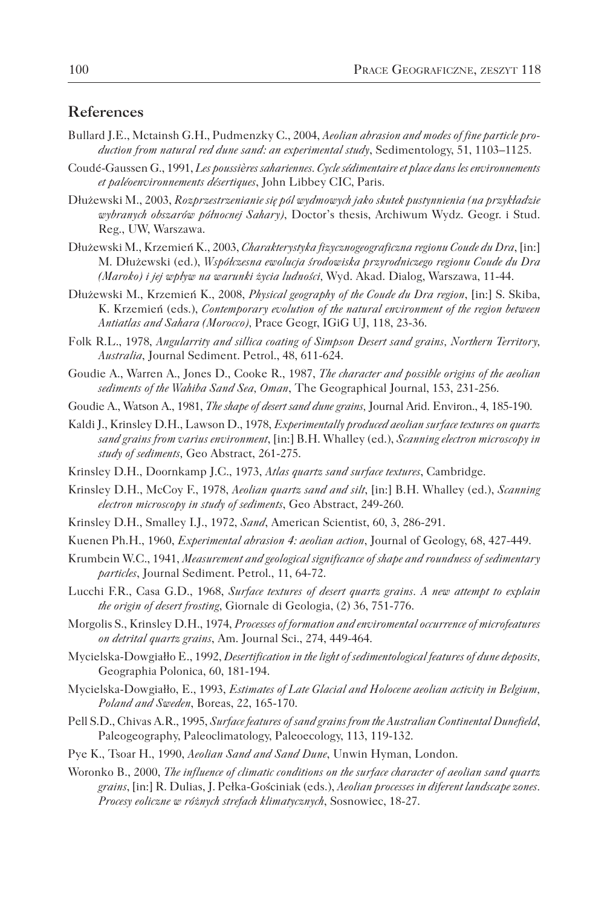## References

Bullard J.E., Mctainsh G.H., Pudmenzky C., 2004, *Aeolian abrasion and modes of fine particle production from natural red dune sand: an experimental study*, Sedimentology, 51, 1103–1125.

Coudé-Gaussen G., 1991, *Les poussières sahariennes. Cycle sédimentaire et place dans les environnements et paléoenvironnements désertiques*, John Libbey CIC, Paris.

Dłużewski M., 2003, *Rozprzestrzenianie się pól wydmowych jako skutek pustynnienia (na przykładzie wybranych obszarów północnej Sahary)*, Doctor's thesis, Archiwum Wydz. Geogr. i Stud. Reg., UW, Warszawa.

Dłużewski M., Krzemień K., 2003, *Charakterystyka fizycznogeograficzna regionu Coude du Dra*, [in:] M. Dłużewski (ed.), *Współczesna ewolucja środowiska przyrodniczego regionu Coude du Dra (Maroko) i jej wpływ na warunki życia ludności*, Wyd. Akad. Dialog, Warszawa, 11-44.

Dłużewski M., Krzemień K., 2008, *Physical geography of the Coude du Dra region*, [in:] S. Skiba, K. Krzemień (eds.), *Contemporary evolution of the natural environment of the region between Antiatlas and Sahara (Morocco)*, Prace Geogr, IGiG UJ, 118, 23-36.

Folk R.L., 1978, *Angularrity and sillica coating of Simpson Desert sand grains, Northern Territory, Australia*, Journal Sediment. Petrol., 48, 611-624.

Goudie A., Warren A., Jones D., Cooke R., 1987, *The character and possible origins of the aeolian sediments of the Wahiba Sand Sea, Oman*, The Geographical Journal, 153, 231-256.

Goudie A., Watson A., 1981, *The shape of desert sand dune grains*, Journal Arid. Environ., 4, 185-190.

Kaldi J., Krinsley D.H., Lawson D., 1978, *Experimentally produced aeolian surface textures on quartz sand grains from varius environment*, [in:] B.H. Whalley (ed.), *Scanning electron microscopy in study of sediments*, Geo Abstract, 261-275.

Krinsley D.H., Doornkamp J.C., 1973, *Atlas quartz sand surface textures*, Cambridge.

Krinsley D.H., McCoy F., 1978, *Aeolian quartz sand and silt*, [in:] B.H. Whalley (ed.), *Scanning electron microscopy in study of sediments*, Geo Abstract, 249-260.

Krinsley D.H., Smalley I.J., 1972, *Sand*, American Scientist, 60, 3, 286-291.

Kuenen Ph.H., 1960, *Experimental abrasion 4: aeolian action*, Journal of Geology, 68, 427-449.

Krumbein W.C., 1941, *Measurement and geological significance of shape and roundness of sedimentary particles*, Journal Sediment. Petrol., 11, 64-72.

Lucchi F.R., Casa G.D., 1968, *Surface textures of desert quartz grains. A new attempt to explain the origin of desert frosting*, Giornale di Geologia, (2) 36, 751-776.

Morgolis S., Krinsley D.H., 1974, *Processes of formation and enviromental occurrence of microfeatures on detrital quartz grains*, Am. Journal Sci., 274, 449-464.

Mycielska-Dowgiałło E., 1992, *Desertification in the light of sedimentological features of dune deposits*, Geographia Polonica, 60, 181-194.

Mycielska-Dowgiałło, E., 1993, *Estimates of Late Glacial and Holocene aeolian activity in Belgium, Poland and Sweden*, Boreas, 22, 165-170.

Pell S.D., Chivas A.R., 1995, *Surface features of sand grains from the Australian Continental Dunefield*, Paleogeography, Paleoclimatology, Paleoecology, 113, 119-132.

Pye K., Tsoar H., 1990, *Aeolian Sand and Sand Dune*, Unwin Hyman, London.

Woronko B., 2000, *The influence of climatic conditions on the surface character of aeolian sand quartz grains*, [in:] R. Dulias, J. Pełka-Gościniak (eds.), *Aeolian processes in diferent landscape zones. Procesy eoliczne w różnych strefach klimatycznych*, Sosnowiec, 18-27.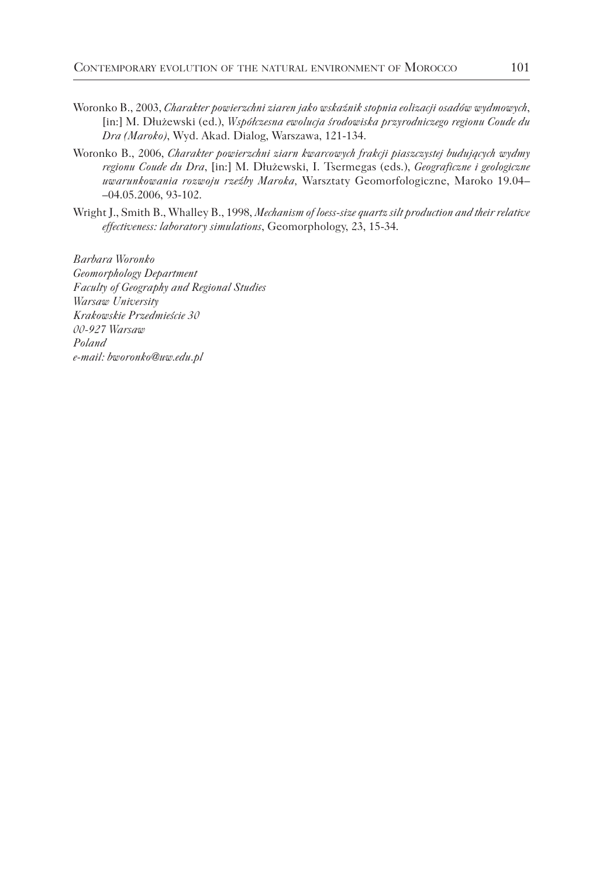Woronko B., 2003, *Charakter powierzchni ziaren jako wskaźnik stopnia eolizacji osadów wydmowych*, [in:] M. Dłużewski (ed.), *Współczesna ewolucja środowiska przyrodniczego regionu Coude du Dra (Maroko)*, Wyd. Akad. Dialog, Warszawa, 121-134.

Woronko B., 2006, *Charakter powierzchni ziarn kwarcowych frakcji piaszczystej budujących wydmy regionu Coude du Dra*, [in:] M. Dłużewski, I. Tsermegas (eds.), *Geograficzne i geologiczne uwarunkowania rozwoju rzeźby Maroka*, Warsztaty Geomorfologiczne, Maroko 19.04–04.05.2006, 93-102.

Wright J., Smith B., Whalley B., 1998, *Mechanism of loess-size quartz silt production and their relative effectiveness: laboratory simulations*, Geomorphology, 23, 15-34.

*Barbara Woronko*
*Geomorphology Department*
*Faculty of Geography and Regional Studies*
*Warsaw University*
*Krakowskie Przedmieście 30*
*00-927 Warsaw*
*Poland*
*e-mail: bworonko@uw.edu.pl*